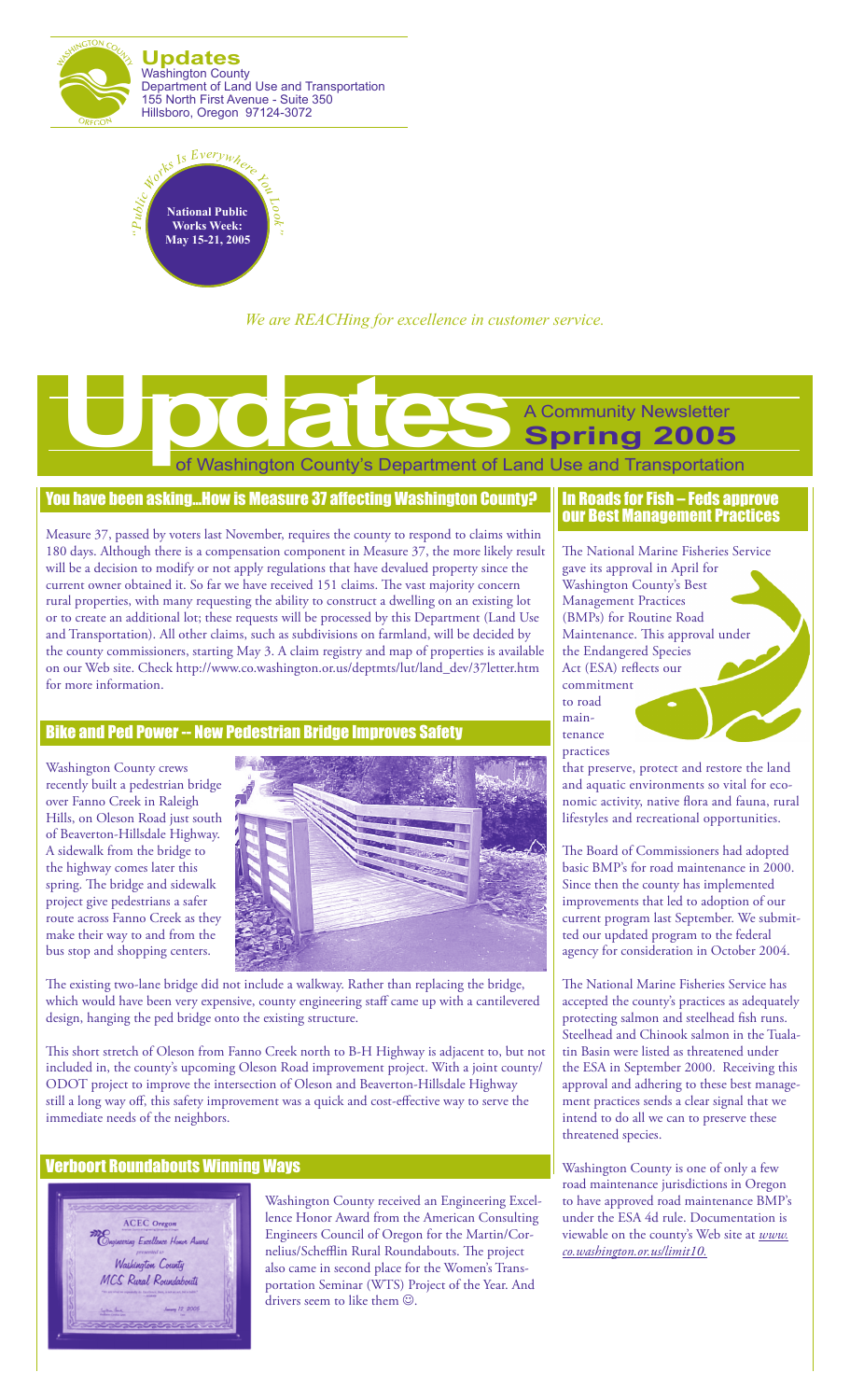**Updates**
Washington County
Department of Land Use and Transportation
155 North First Avenue - Suite 350
Hillsboro, Oregon 97124-3072

"Public Works Is Everywhere You Look"

**National Public Works Week: May 15-21, 2005**

*We are REACHing for excellence in customer service.*

# Updates

A Community Newsletter
**Spring 2005**
of Washington County's Department of Land Use and Transportation

## You have been asking...How is Measure 37 affecting Washington County?

Measure 37, passed by voters last November, requires the county to respond to claims within 180 days. Although there is a compensation component in Measure 37, the more likely result will be a decision to modify or not apply regulations that have devalued property since the current owner obtained it. So far we have received 151 claims. The vast majority concern rural properties, with many requesting the ability to construct a dwelling on an existing lot or to create an additional lot; these requests will be processed by this Department (Land Use and Transportation). All other claims, such as subdivisions on farmland, will be decided by the county commissioners, starting May 3. A claim registry and map of properties is available on our Web site. Check http://www.co.washington.or.us/deptmts/lut/land_dev/37letter.htm for more information.

## Bike and Ped Power -- New Pedestrian Bridge Improves Safety

Washington County crews recently built a pedestrian bridge over Fanno Creek in Raleigh Hills, on Oleson Road just south of Beaverton-Hillsdale Highway. A sidewalk from the bridge to the highway comes later this spring. The bridge and sidewalk project give pedestrians a safer route across Fanno Creek as they make their way to and from the bus stop and shopping centers.

The existing two-lane bridge did not include a walkway. Rather than replacing the bridge, which would have been very expensive, county engineering staff came up with a cantilevered design, hanging the ped bridge onto the existing structure.

This short stretch of Oleson from Fanno Creek north to B-H Highway is adjacent to, but not included in, the county's upcoming Oleson Road improvement project. With a joint county/ODOT project to improve the intersection of Oleson and Beaverton-Hillsdale Highway still a long way off, this safety improvement was a quick and cost-effective way to serve the immediate needs of the neighbors.

## Verboort Roundabouts Winning Ways

ACEC Oregon
Engineering Excellence Honor Award
presented to
Washington County
MCS Rural Roundabouts
January 17, 2005

Washington County received an Engineering Excellence Honor Award from the American Consulting Engineers Council of Oregon for the Martin/Cornelius/Schefflin Rural Roundabouts. The project also came in second place for the Women's Transportation Seminar (WTS) Project of the Year. And drivers seem to like them ☺.

## In Roads for Fish – Feds approve our Best Management Practices

The National Marine Fisheries Service gave its approval in April for Washington County's Best Management Practices (BMPs) for Routine Road Maintenance. This approval under the Endangered Species Act (ESA) reflects our commitment to road maintenance practices that preserve, protect and restore the land and aquatic environments so vital for economic activity, native flora and fauna, rural lifestyles and recreational opportunities.

The Board of Commissioners had adopted basic BMP's for road maintenance in 2000. Since then the county has implemented improvements that led to adoption of our current program last September. We submitted our updated program to the federal agency for consideration in October 2004.

The National Marine Fisheries Service has accepted the county's practices as adequately protecting salmon and steelhead fish runs. Steelhead and Chinook salmon in the Tualatin Basin were listed as threatened under the ESA in September 2000. Receiving this approval and adhering to these best management practices sends a clear signal that we intend to do all we can to preserve these threatened species.

Washington County is one of only a few road maintenance jurisdictions in Oregon to have approved road maintenance BMP's under the ESA 4d rule. Documentation is viewable on the county's Web site at *www.co.washington.or.us/limit10.*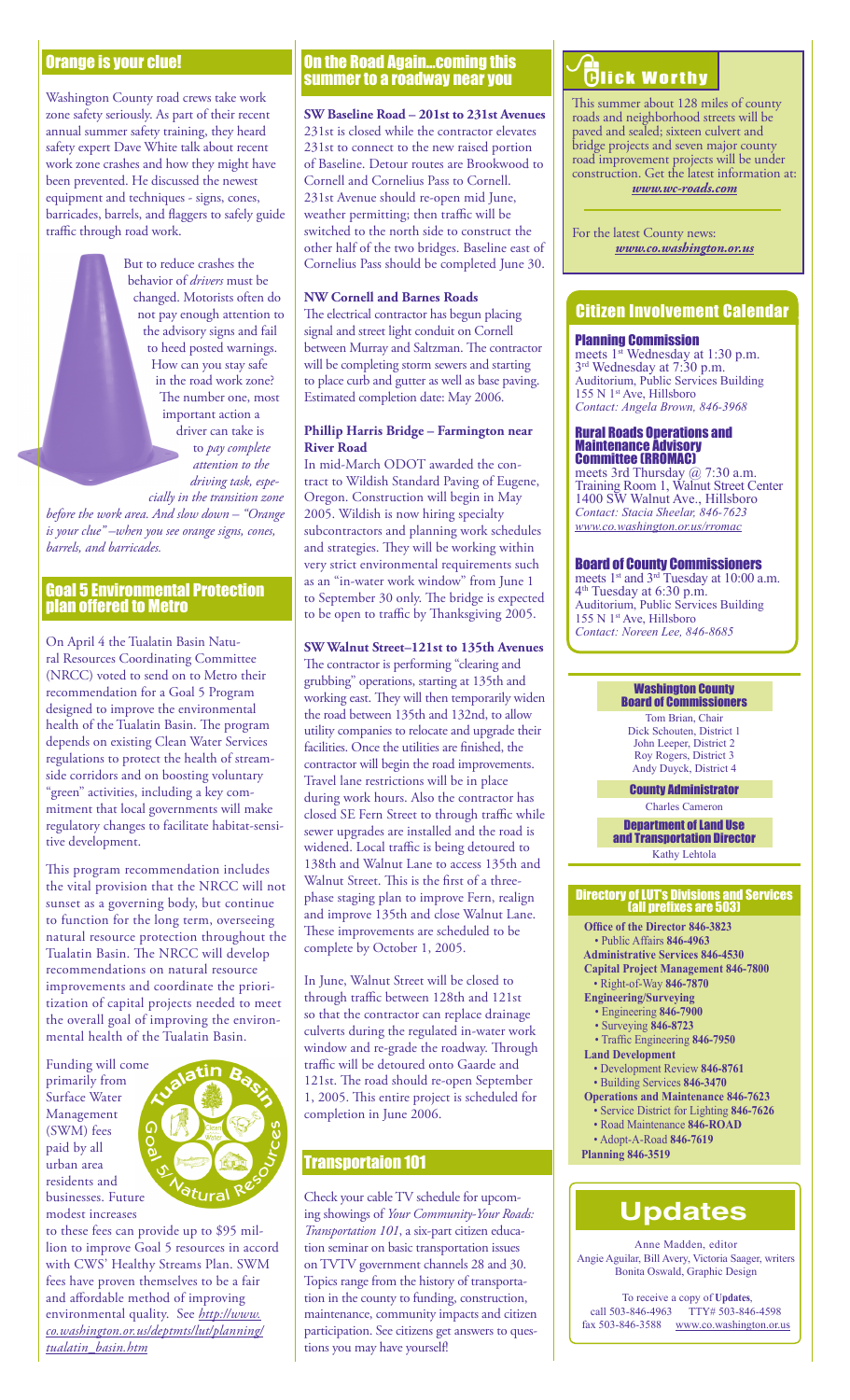## Orange is your clue!

Washington County road crews take work zone safety seriously. As part of their recent annual summer safety training, they heard safety expert Dave White talk about recent work zone crashes and how they might have been prevented. He discussed the newest equipment and techniques - signs, cones, barricades, barrels, and flaggers to safely guide traffic through road work.

But to reduce crashes the behavior of *drivers* must be changed. Motorists often do not pay enough attention to the advisory signs and fail to heed posted warnings. How can you stay safe in the road work zone? The number one, most important action a driver can take is to *pay complete attention to the driving task, especially in the transition zone before the work area. And slow down – "Orange is your clue" –when you see orange signs, cones, barrels, and barricades.*

## Goal 5 Environmental Protection plan offered to Metro

On April 4 the Tualatin Basin Natural Resources Coordinating Committee (NRCC) voted to send on to Metro their recommendation for a Goal 5 Program designed to improve the environmental health of the Tualatin Basin. The program depends on existing Clean Water Services regulations to protect the health of streamside corridors and on boosting voluntary "green" activities, including a key commitment that local governments will make regulatory changes to facilitate habitat-sensitive development.

This program recommendation includes the vital provision that the NRCC will not sunset as a governing body, but continue to function for the long term, overseeing natural resource protection throughout the Tualatin Basin. The NRCC will develop recommendations on natural resource improvements and coordinate the prioritization of capital projects needed to meet the overall goal of improving the environmental health of the Tualatin Basin.

Funding will come primarily from Surface Water Management (SWM) fees paid by all urban area residents and businesses. Future modest increases to these fees can provide up to $95 million to improve Goal 5 resources in accord with CWS' Healthy Streams Plan. SWM fees have proven themselves to be a fair and affordable method of improving environmental quality. See *http://www.co.washington.or.us/deptmts/lut/planning/tualatin_basin.htm*

## On the Road Again...coming this summer to a roadway near you

**SW Baseline Road – 201st to 231st Avenues**
231st is closed while the contractor elevates 231st to connect to the new raised portion of Baseline. Detour routes are Brookwood to Cornell and Cornelius Pass to Cornell. 231st Avenue should re-open mid June, weather permitting; then traffic will be switched to the north side to construct the other half of the two bridges. Baseline east of Cornelius Pass should be completed June 30.

**NW Cornell and Barnes Roads**
The electrical contractor has begun placing signal and street light conduit on Cornell between Murray and Saltzman. The contractor will be completing storm sewers and starting to place curb and gutter as well as base paving. Estimated completion date: May 2006.

**Phillip Harris Bridge – Farmington near River Road**
In mid-March ODOT awarded the contract to Wildish Standard Paving of Eugene, Oregon. Construction will begin in May 2005. Wildish is now hiring specialty subcontractors and planning work schedules and strategies. They will be working within very strict environmental requirements such as an "in-water work window" from June 1 to September 30 only. The bridge is expected to be open to traffic by Thanksgiving 2005.

**SW Walnut Street–121st to 135th Avenues**
The contractor is performing "clearing and grubbing" operations, starting at 135th and working east. They will then temporarily widen the road between 135th and 132nd, to allow utility companies to relocate and upgrade their facilities. Once the utilities are finished, the contractor will begin the road improvements. Travel lane restrictions will be in place during work hours. Also the contractor has closed SE Fern Street to through traffic while sewer upgrades are installed and the road is widened. Local traffic is being detoured to 138th and Walnut Lane to access 135th and Walnut Street. This is the first of a three-phase staging plan to improve Fern, realign and improve 135th and close Walnut Lane. These improvements are scheduled to be complete by October 1, 2005.

In June, Walnut Street will be closed to through traffic between 128th and 121st so that the contractor can replace drainage culverts during the regulated in-water work window and re-grade the roadway. Through traffic will be detoured onto Gaarde and 121st. The road should re-open September 1, 2005. This entire project is scheduled for completion in June 2006.

## Transportaion 101

Check your cable TV schedule for upcoming showings of *Your Community-Your Roads: Transportation 101*, a six-part citizen education seminar on basic transportation issues on TVTV government channels 28 and 30. Topics range from the history of transportation in the county to funding, construction, maintenance, community impacts and citizen participation. See citizens get answers to questions you may have yourself!

## Click Worthy

This summer about 128 miles of county roads and neighborhood streets will be paved and sealed; sixteen culvert and bridge projects and seven major county road improvement projects will be under construction. Get the latest information at: *www.wc-roads.com*

For the latest County news: *www.co.washington.or.us*

## Citizen Involvement Calendar

### Planning Commission
meets 1st Wednesday at 1:30 p.m.
3rd Wednesday at 7:30 p.m.
Auditorium, Public Services Building
155 N 1st Ave, Hillsboro
*Contact: Angela Brown, 846-3968*

### Rural Roads Operations and Maintenance Advisory Committee (RROMAC)
meets 3rd Thursday @ 7:30 a.m.
Training Room 1, Walnut Street Center
1400 SW Walnut Ave., Hillsboro
*Contact: Stacia Sheelar, 846-7623*
*www.co.washington.or.us/rromac*

### Board of County Commissioners
meets 1st and 3rd Tuesday at 10:00 a.m.
4th Tuesday at 6:30 p.m.
Auditorium, Public Services Building
155 N 1st Ave, Hillsboro
*Contact: Noreen Lee, 846-8685*

### Washington County Board of Commissioners
Tom Brian, Chair
Dick Schouten, District 1
John Leeper, District 2
Roy Rogers, District 3
Andy Duyck, District 4

### County Administrator
Charles Cameron

### Department of Land Use and Transportation Director
Kathy Lehtola

### Directory of LUT's Divisions and Services (all prefixes are 503)

**Office of the Director 846-3823**
- Public Affairs **846-4963**

**Administrative Services 846-4530**

**Capital Project Management 846-7800**
- Right-of-Way **846-7870**

**Engineering/Surveying**
- Engineering **846-7900**
- Surveying **846-8723**
- Traffic Engineering **846-7950**

**Land Development**
- Development Review **846-8761**
- Building Services **846-3470**

**Operations and Maintenance 846-7623**
- Service District for Lighting **846-7626**
- Road Maintenance **846-ROAD**
- Adopt-A-Road **846-7619**

**Planning 846-3519**

## Updates

Anne Madden, editor
Angie Aguilar, Bill Avery, Victoria Saager, writers
Bonita Oswald, Graphic Design

To receive a copy of **Updates**,
call 503-846-4963 TTY# 503-846-4598
fax 503-846-3588 www.co.washington.or.us